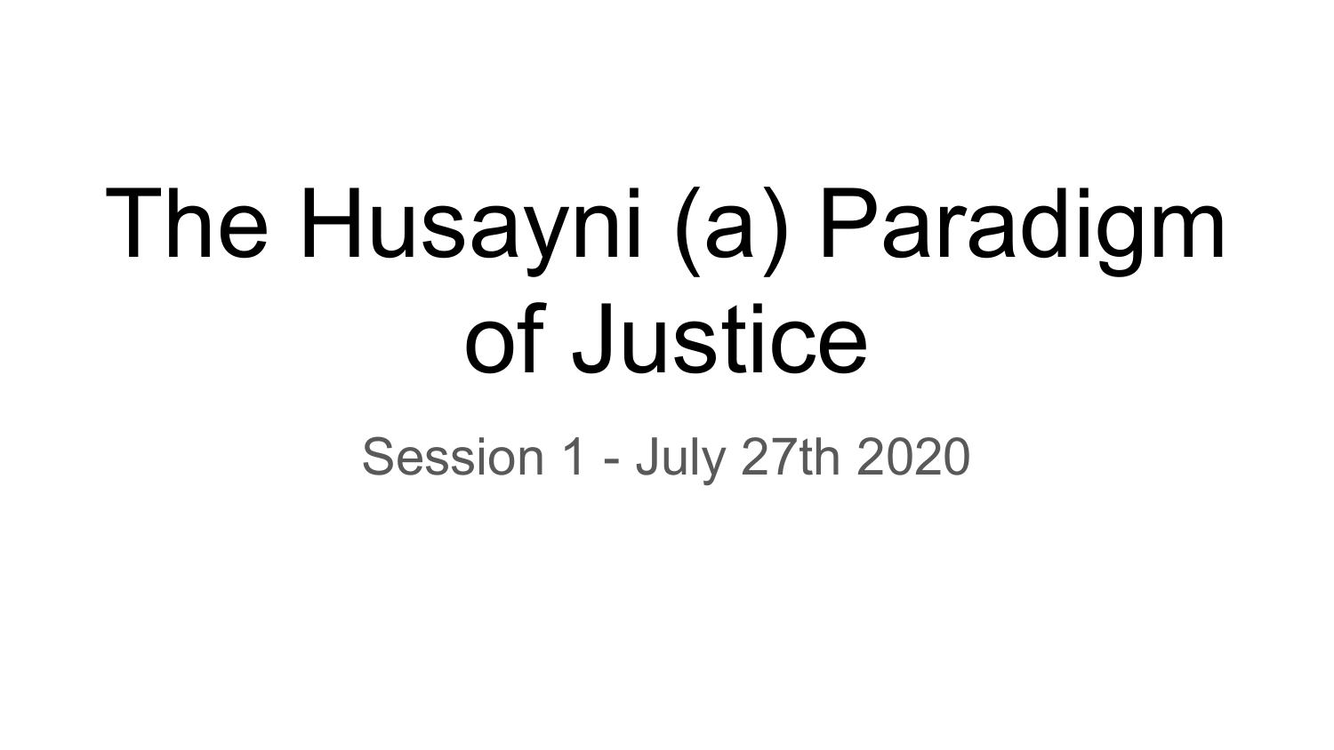# The Husayni (a) Paradigm of Justice

Session 1 - July 27th 2020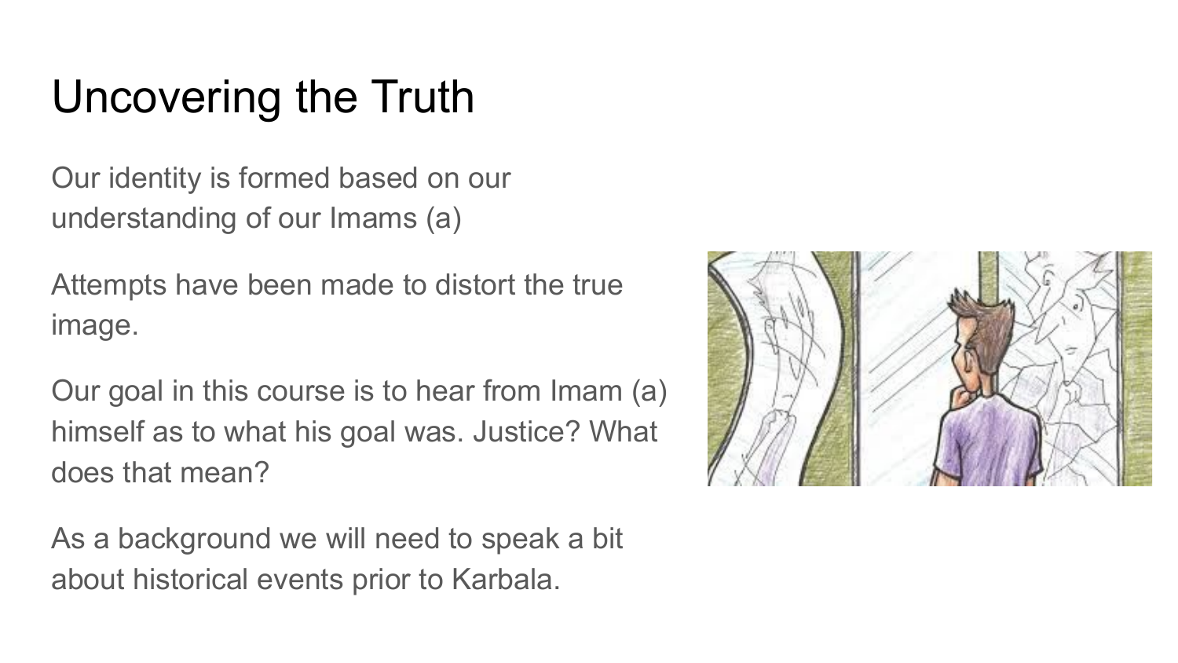# Uncovering the Truth

Our identity is formed based on our understanding of our Imams (a)

Attempts have been made to distort the true image.

Our goal in this course is to hear from Imam (a) himself as to what his goal was. Justice? What does that mean?

As a background we will need to speak a bit about historical events prior to Karbala.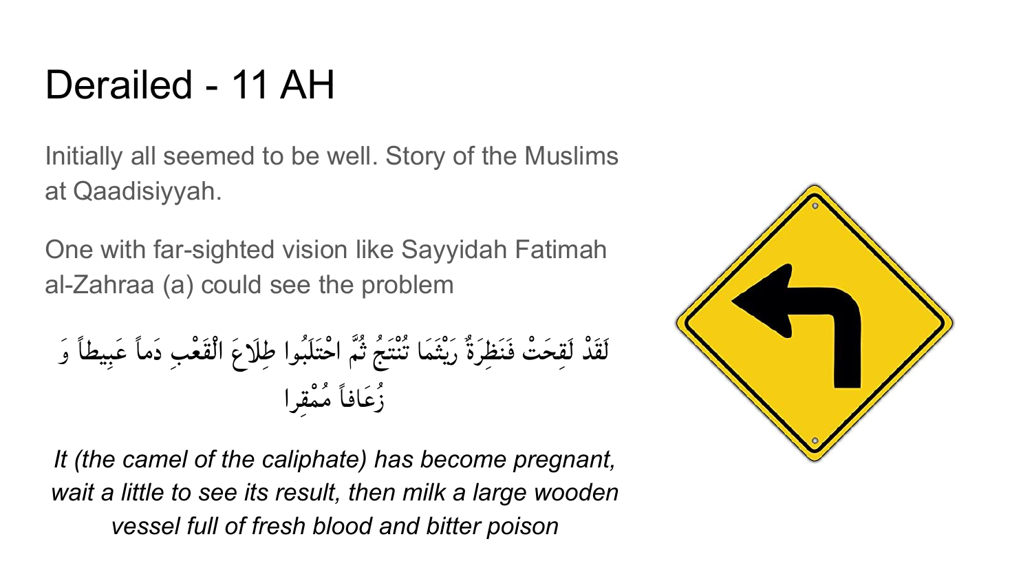# Derailed - 11 AH

Initially all seemed to be well. Story of the Muslims at Qaadisiyyah.

One with far-sighted vision like Sayyidah Fatimah al-Zahraa (a) could see the problem

لَقَدْ لَقِحَتْ فَنَظِرَةٌ رَيْثَمَا تُنْتَجُ ثُمَّ احْتَلَبُوا طِلَاعَ الْقَعْبِ دَماً عَبِيطاً وَ زُعَافاً مُمْقِرا

*It (the camel of the caliphate) has become pregnant, wait a little to see its result, then milk a large wooden vessel full of fresh blood and bitter poison*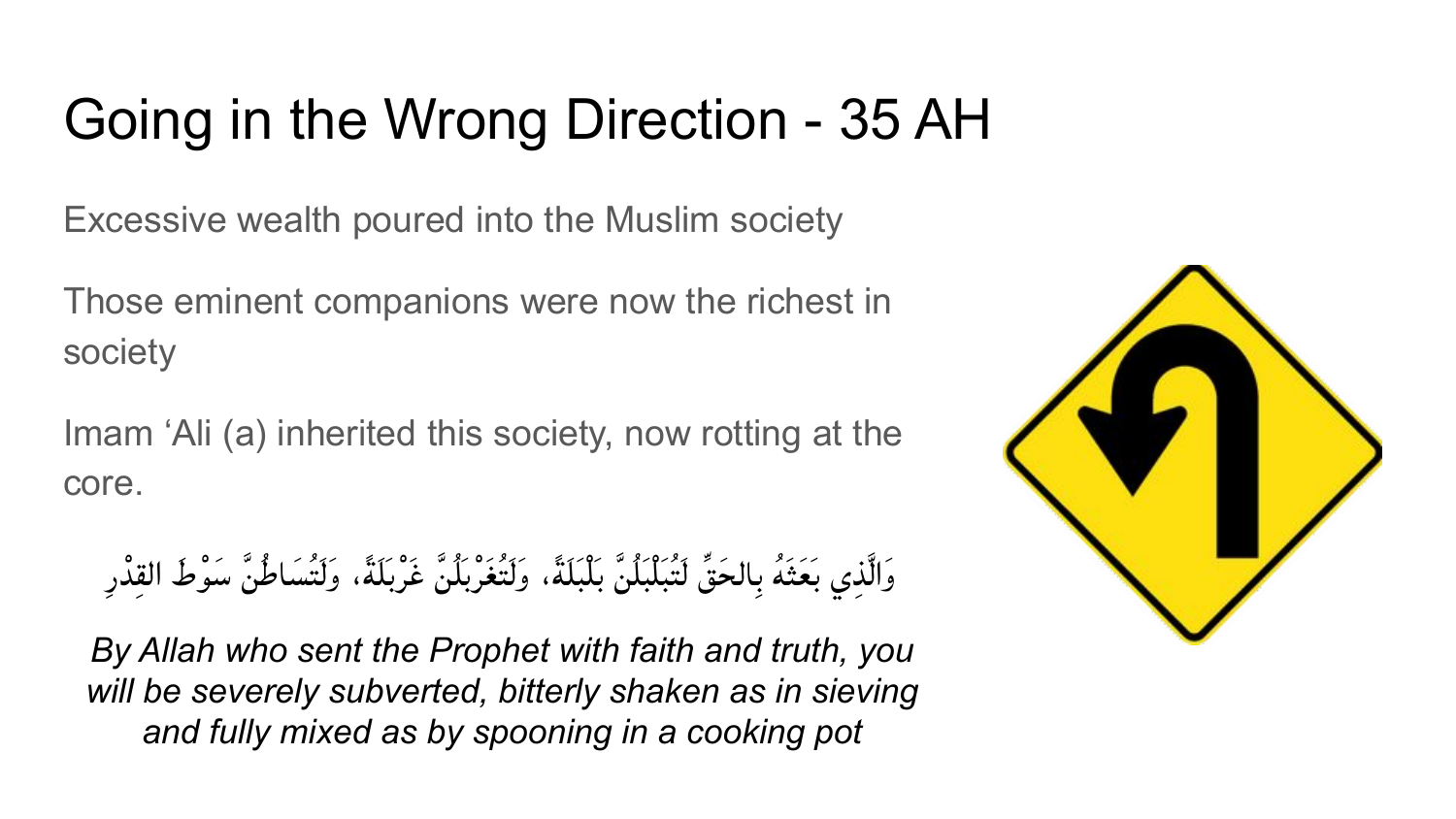# Going in the Wrong Direction - 35 AH

Excessive wealth poured into the Muslim society

Those eminent companions were now the richest in society

Imam ‘Ali (a) inherited this society, now rotting at the core.

وَالَّذِي بَعَثَهُ بِالحَقِّ لَتُبَلْبَلُنَّ بَلْبَلَةً، وَلَتُغَرْبَلُنَّ غَرْبَلَةً، وَلَتُسَاطُنَّ سَوْطَ القِدْرِ

*By Allah who sent the Prophet with faith and truth, you will be severely subverted, bitterly shaken as in sieving and fully mixed as by spooning in a cooking pot*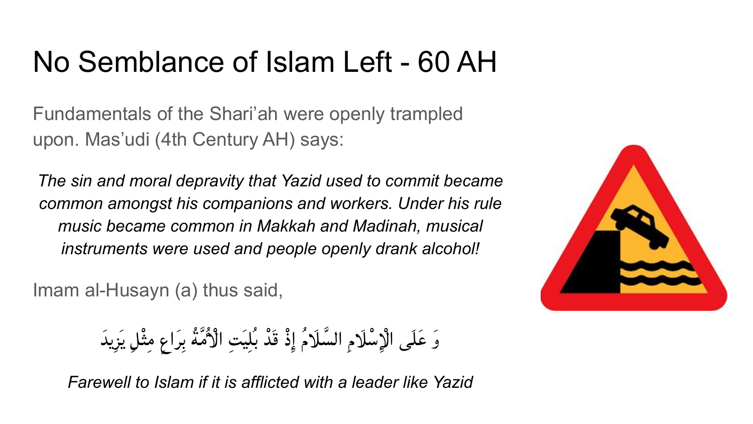# No Semblance of Islam Left - 60 AH

Fundamentals of the Shari'ah were openly trampled upon. Mas'udi (4th Century AH) says:

*The sin and moral depravity that Yazid used to commit became common amongst his companions and workers. Under his rule music became common in Makkah and Madinah, musical instruments were used and people openly drank alcohol!*

Imam al-Husayn (a) thus said,

وَ عَلَى الْإِسْلَامِ السَّلَامُ إِذْ قَدْ بُلِيَتِ الْأُمَّةُ بِرَاعٍ مِثْلِ يَزِيدَ

*Farewell to Islam if it is afflicted with a leader like Yazid*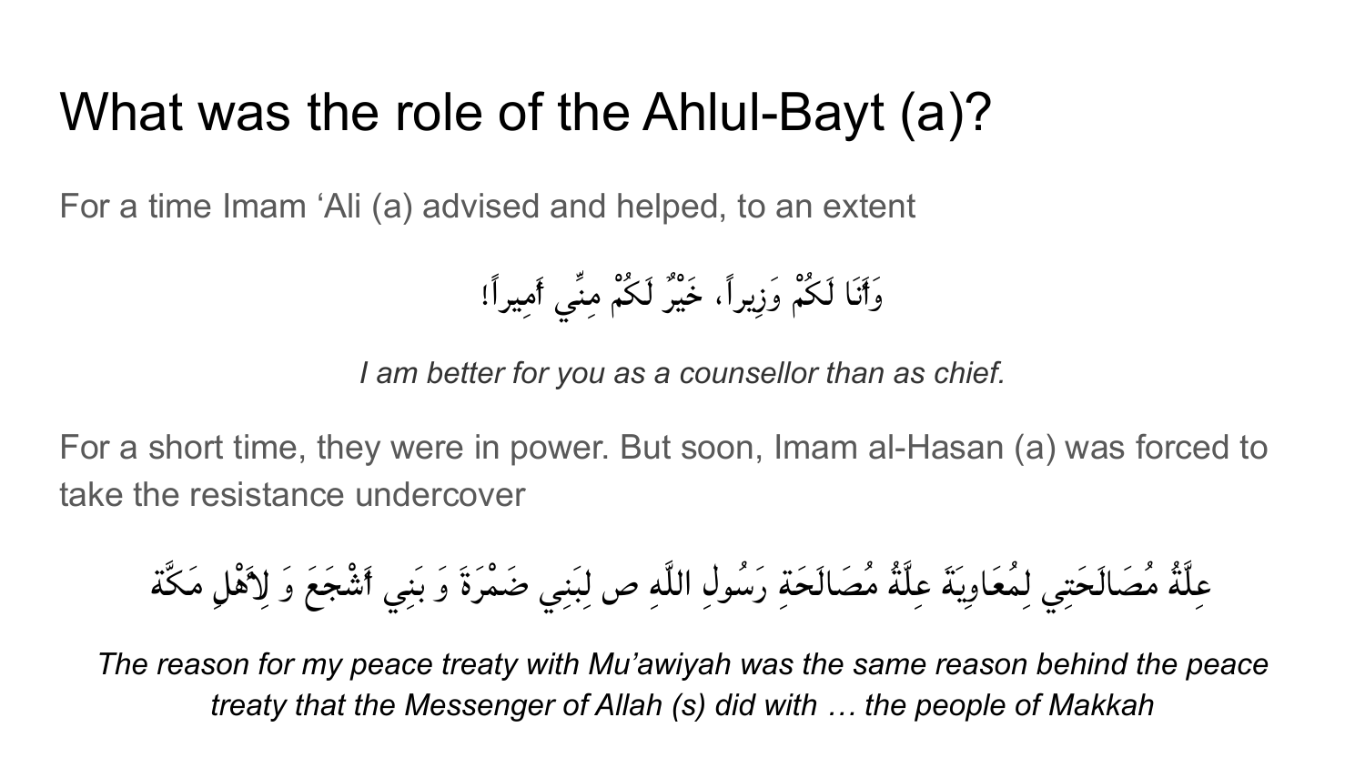# What was the role of the Ahlul-Bayt (a)?

For a time Imam ‘Ali (a) advised and helped, to an extent

وَأَنَا لَكُمْ وَزِيراً، خَيْرٌ لَكُمْ مِنِّي أَمِيراً!

*I am better for you as a counsellor than as chief.*

For a short time, they were in power. But soon, Imam al-Hasan (a) was forced to take the resistance undercover

عِلَّةُ مُصَالَحَتِي لِمُعَاوِيَةَ عِلَّةُ مُصَالَحَةِ رَسُولِ اللَّهِ ص لِبَنِي ضَمْرَةَ وَ بَنِي أَشْجَعَ وَ لِأَهْلِ مَكَّة

*The reason for my peace treaty with Mu’awiyah was the same reason behind the peace treaty that the Messenger of Allah (s) did with … the people of Makkah*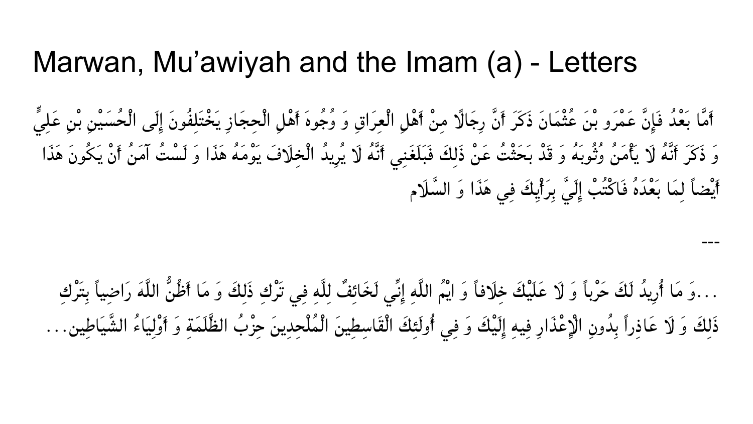# Marwan, Mu'awiyah and the Imam (a) - Letters

أَمَّا بَعْدُ فَإِنَّ عَمْرَو بْنَ عُثْمَانَ ذَكَرَ أَنَّ رِجَالًا مِنْ أَهْلِ الْعِرَاقِ وَ وُجُوهَ أَهْلِ الْحِجَازِ يَخْتَلِفُونَ إِلَى الْحُسَيْنِ بْنِ عَلِيٍّ وَ ذَكَرَ أَنَّهُ لَا يَأْمَنُ وُثُوبَهُ وَ قَدْ بَحَثْتُ عَنْ ذَلِكَ فَبَلَغَنِي أَنَّهُ لَا يُرِيدُ الْخِلَافَ يَوْمَهُ هَذَا وَ لَسْتُ آمَنُ أَنْ يَكُونَ هَذَا أَيْضاً لِمَا بَعْدَهُ فَاكْتُبْ إِلَيَّ بِرَأْيِكَ فِي هَذَا وَ السَّلَام

---

...وَ مَا أُرِيدُ لَكَ حَرْباً وَ لَا عَلَيْكَ خِلَافاً وَ ايْمُ اللَّهِ إِنِّي لَخَائِفٌ لِلَّهِ فِي تَرْكِ ذَلِكَ وَ مَا أَظُنُّ اللَّهَ رَاضِياً بِتَرْكِ ذَلِكَ وَ لَا عَاذِراً بِدُونِ الْإِعْذَارِ فِيهِ إِلَيْكَ وَ فِي أُولَئِكَ الْقَاسِطِينَ الْمُلْحِدِينَ حِزْبُ الظَّلَمَةِ وَ أَوْلِيَاءُ الشَّيَاطِين...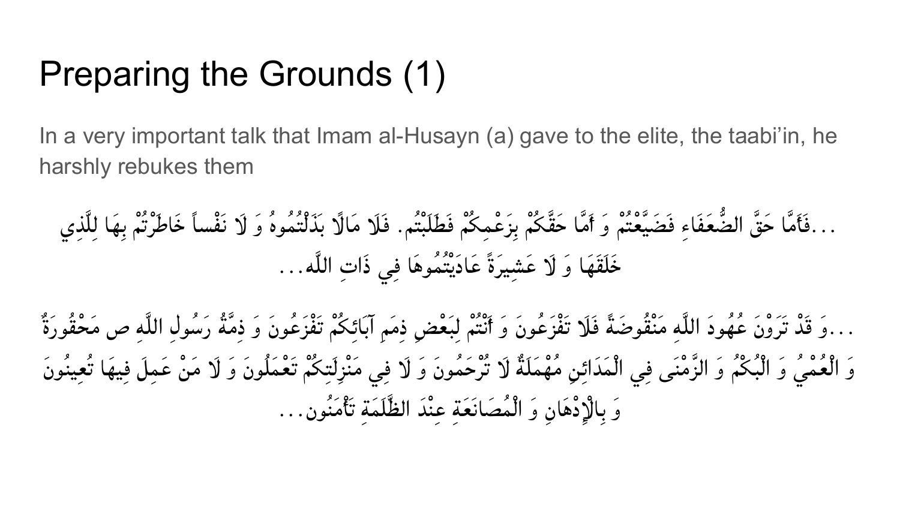# Preparing the Grounds (1)

In a very important talk that Imam al-Husayn (a) gave to the elite, the taabi'in, he harshly rebukes them

...فَأَمَّا حَقَّ الضُّعَفَاءِ فَضَيَّعْتُمْ وَ أَمَّا حَقَّكُمْ بِزَعْمِكُمْ فَطَلَبْتُم. فَلَا مَالًا بَذَلْتُمُوهُ وَ لَا نَفْساً خَاطَرْتُمْ بِهَا لِلَّذِي خَلَقَهَا وَ لَا عَشِيرَةً عَادَيْتُمُوهَا فِي ذَاتِ اللَّه...

...وَ قَدْ تَرَوْنَ عُهُودَ اللَّهِ مَنْقُوضَةً فَلَا تَفْزَعُونَ وَ أَنْتُمْ لِبَعْضِ ذِمَمِ آبَائِكُمْ تَفْزَعُونَ وَ ذِمَّةُ رَسُولِ اللَّهِ ص مَحْقُورَةٌ وَ الْعُمْيُ وَ الْبُكْمُ وَ الزَّمْنَى فِي الْمَدَائِنِ مُهْمَلَةٌ لَا تُرْحَمُونَ وَ لَا فِي مَنْزِلَتِكُمْ تَعْمَلُونَ وَ لَا مَنْ عَمِلَ فِيهَا تُعِينُونَ وَ بِالْإِدْهَانِ وَ الْمُصَانَعَةِ عِنْدَ الظَّلَمَةِ تَأْمَنُون...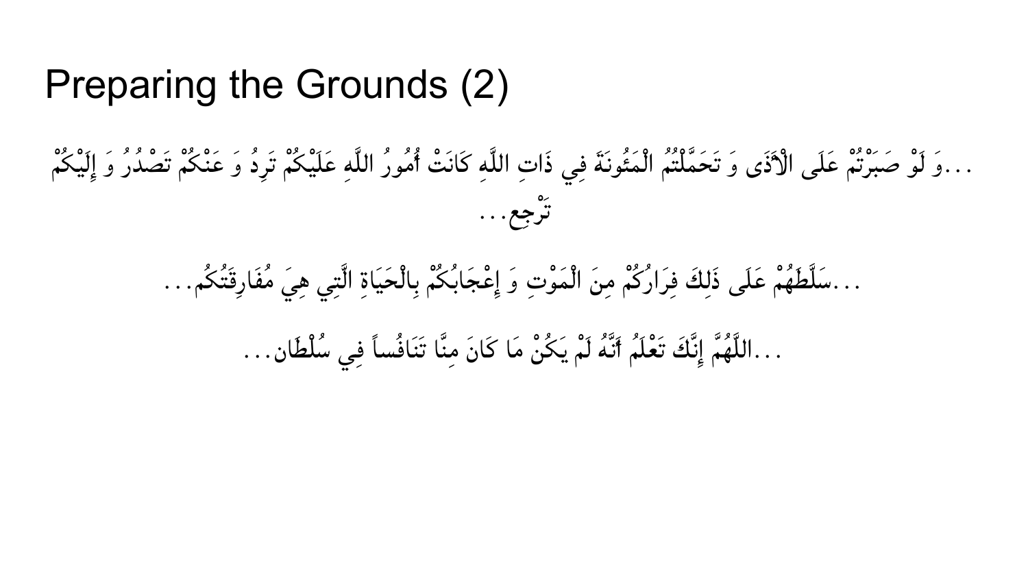# Preparing the Grounds (2)

...وَ لَوْ صَبَرْتُمْ عَلَى الْأَذَى وَ تَحَمَّلْتُمُ الْمَئُونَةَ فِي ذَاتِ اللَّهِ كَانَتْ أُمُورُ اللَّهِ عَلَيْكُمْ تَرِدُ وَ عَنْكُمْ تَصْدُرُ وَ إِلَيْكُمْ تَرْجِع...

...سَلَّطَهُمْ عَلَى ذَلِكَ فِرَارُكُمْ مِنَ الْمَوْتِ وَ إِعْجَابُكُمْ بِالْحَيَاةِ الَّتِي هِيَ مُفَارِقَتُكُم...

...اللَّهُمَّ إِنَّكَ تَعْلَمُ أَنَّهُ لَمْ يَكُنْ مَا كَانَ مِنَّا تَنَافُساً فِي سُلْطَان...